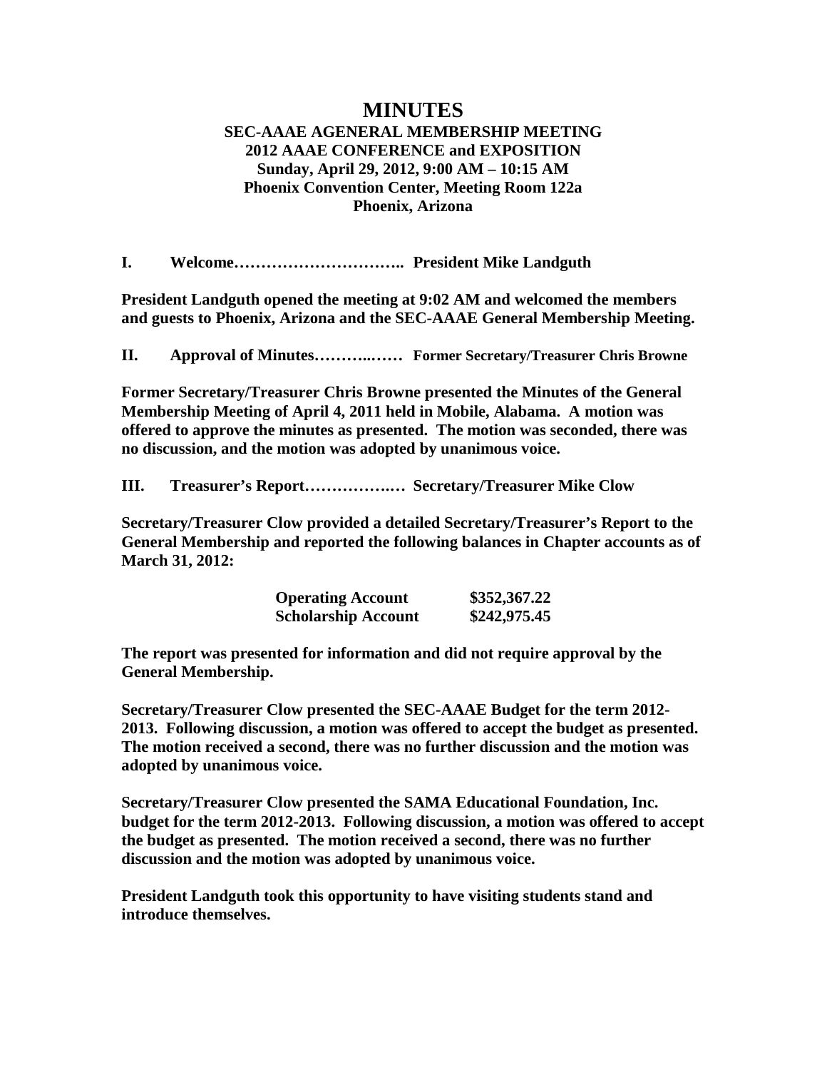# MINUTES

**SEC-AAAE AGENERAL MEMBERSHIP MEETING**
**2012 AAAE CONFERENCE and EXPOSITION**
**Sunday, April 29, 2012, 9:00 AM – 10:15 AM**
**Phoenix Convention Center, Meeting Room 122a**
**Phoenix, Arizona**

**I. Welcome………………………….. President Mike Landguth**

**President Landguth opened the meeting at 9:02 AM and welcomed the members and guests to Phoenix, Arizona and the SEC-AAAE General Membership Meeting.**

**II. Approval of Minutes………..…… Former Secretary/Treasurer Chris Browne**

**Former Secretary/Treasurer Chris Browne presented the Minutes of the General Membership Meeting of April 4, 2011 held in Mobile, Alabama. A motion was offered to approve the minutes as presented. The motion was seconded, there was no discussion, and the motion was adopted by unanimous voice.**

**III. Treasurer's Report…………….… Secretary/Treasurer Mike Clow**

**Secretary/Treasurer Clow provided a detailed Secretary/Treasurer's Report to the General Membership and reported the following balances in Chapter accounts as of March 31, 2012:**

| | |
|---|---|
| **Operating Account** | **$352,367.22** |
| **Scholarship Account** | **$242,975.45** |

**The report was presented for information and did not require approval by the General Membership.**

**Secretary/Treasurer Clow presented the SEC-AAAE Budget for the term 2012-2013. Following discussion, a motion was offered to accept the budget as presented. The motion received a second, there was no further discussion and the motion was adopted by unanimous voice.**

**Secretary/Treasurer Clow presented the SAMA Educational Foundation, Inc. budget for the term 2012-2013. Following discussion, a motion was offered to accept the budget as presented. The motion received a second, there was no further discussion and the motion was adopted by unanimous voice.**

**President Landguth took this opportunity to have visiting students stand and introduce themselves.**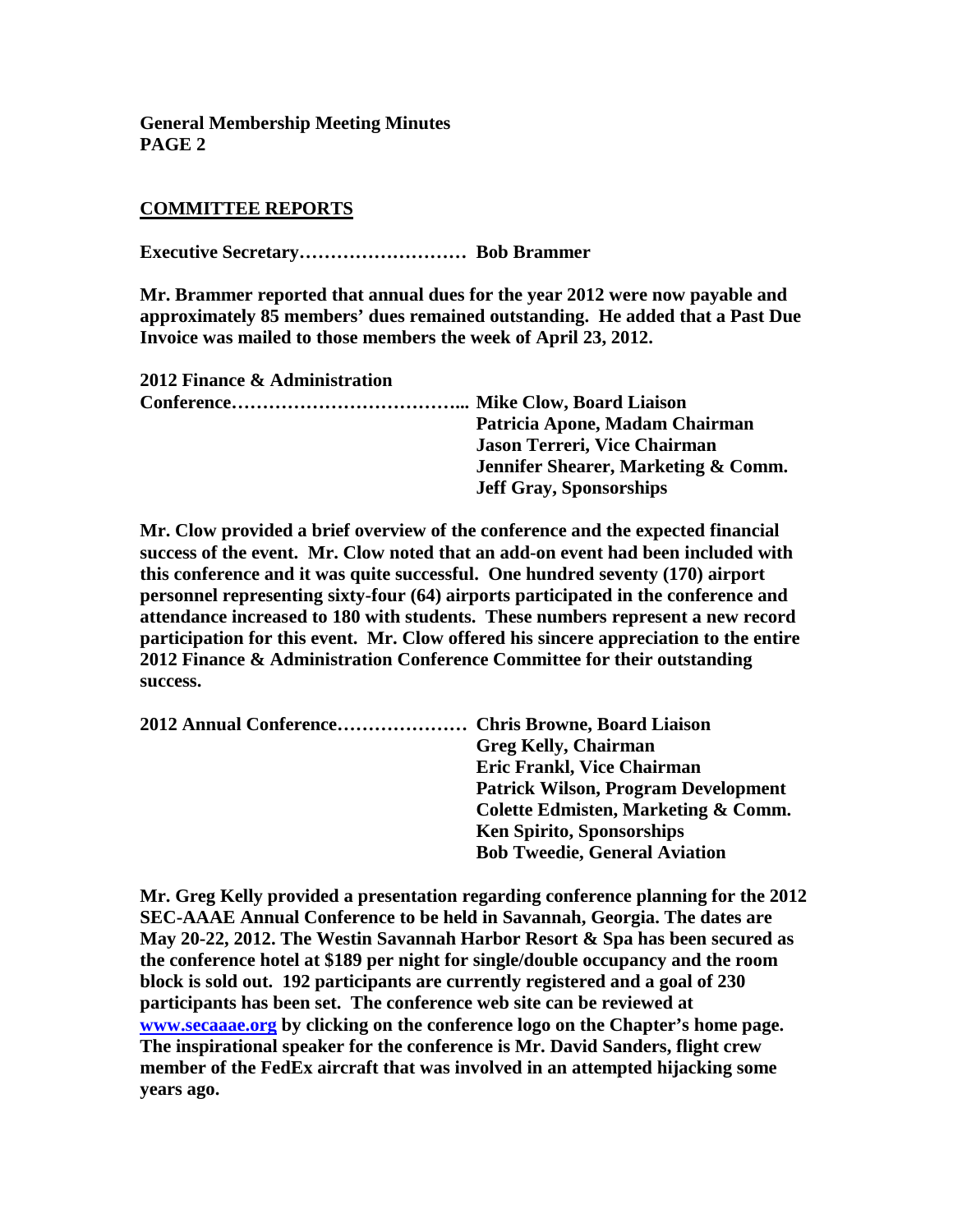**General Membership Meeting Minutes**
**PAGE 2**

## COMMITTEE REPORTS

**Executive Secretary……………………… Bob Brammer**

**Mr. Brammer reported that annual dues for the year 2012 were now payable and approximately 85 members' dues remained outstanding. He added that a Past Due Invoice was mailed to those members the week of April 23, 2012.**

**2012 Finance & Administration**
**Conference………………………………... Mike Clow, Board Liaison**
**Patricia Apone, Madam Chairman**
**Jason Terreri, Vice Chairman**
**Jennifer Shearer, Marketing & Comm.**
**Jeff Gray, Sponsorships**

**Mr. Clow provided a brief overview of the conference and the expected financial success of the event. Mr. Clow noted that an add-on event had been included with this conference and it was quite successful. One hundred seventy (170) airport personnel representing sixty-four (64) airports participated in the conference and attendance increased to 180 with students. These numbers represent a new record participation for this event. Mr. Clow offered his sincere appreciation to the entire 2012 Finance & Administration Conference Committee for their outstanding success.**

**2012 Annual Conference………………… Chris Browne, Board Liaison**
**Greg Kelly, Chairman**
**Eric Frankl, Vice Chairman**
**Patrick Wilson, Program Development**
**Colette Edmisten, Marketing & Comm.**
**Ken Spirito, Sponsorships**
**Bob Tweedie, General Aviation**

**Mr. Greg Kelly provided a presentation regarding conference planning for the 2012 SEC-AAAE Annual Conference to be held in Savannah, Georgia. The dates are May 20-22, 2012. The Westin Savannah Harbor Resort & Spa has been secured as the conference hotel at $189 per night for single/double occupancy and the room block is sold out. 192 participants are currently registered and a goal of 230 participants has been set. The conference web site can be reviewed at [www.secaaae.org](http://www.secaaae.org) by clicking on the conference logo on the Chapter's home page. The inspirational speaker for the conference is Mr. David Sanders, flight crew member of the FedEx aircraft that was involved in an attempted hijacking some years ago.**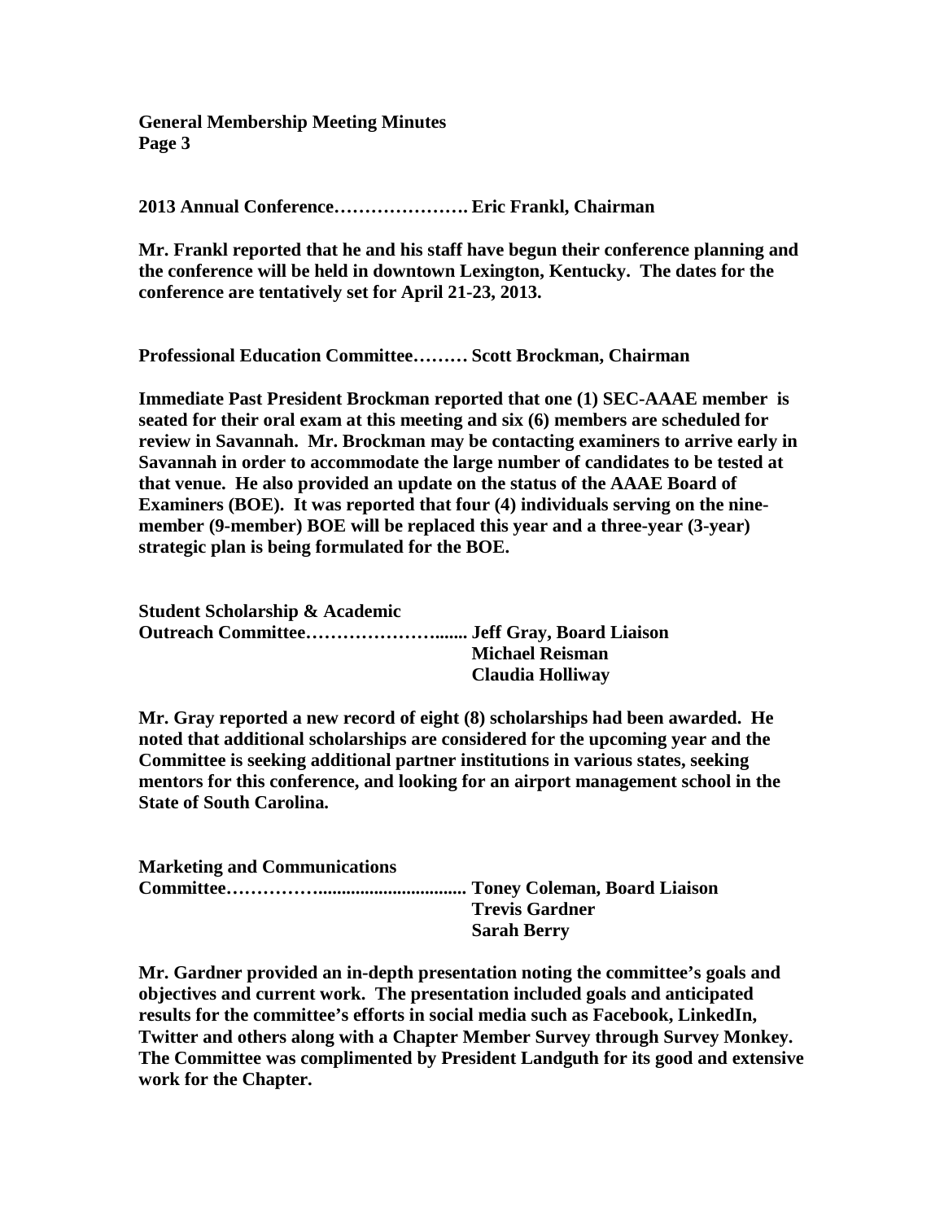**2013 Annual Conference…………………. Eric Frankl, Chairman**

**Mr. Frankl reported that he and his staff have begun their conference planning and the conference will be held in downtown Lexington, Kentucky. The dates for the conference are tentatively set for April 21-23, 2013.**

**Professional Education Committee……… Scott Brockman, Chairman**

**Immediate Past President Brockman reported that one (1) SEC-AAAE member is seated for their oral exam at this meeting and six (6) members are scheduled for review in Savannah. Mr. Brockman may be contacting examiners to arrive early in Savannah in order to accommodate the large number of candidates to be tested at that venue. He also provided an update on the status of the AAAE Board of Examiners (BOE). It was reported that four (4) individuals serving on the nine-member (9-member) BOE will be replaced this year and a three-year (3-year) strategic plan is being formulated for the BOE.**

**Student Scholarship & Academic Outreach Committee…………………....... Jeff Gray, Board Liaison**
**Michael Reisman**
**Claudia Holliway**

**Mr. Gray reported a new record of eight (8) scholarships had been awarded. He noted that additional scholarships are considered for the upcoming year and the Committee is seeking additional partner institutions in various states, seeking mentors for this conference, and looking for an airport management school in the State of South Carolina.**

**Marketing and Communications Committee…………….............................. Toney Coleman, Board Liaison**
**Trevis Gardner**
**Sarah Berry**

**Mr. Gardner provided an in-depth presentation noting the committee's goals and objectives and current work. The presentation included goals and anticipated results for the committee's efforts in social media such as Facebook, LinkedIn, Twitter and others along with a Chapter Member Survey through Survey Monkey. The Committee was complimented by President Landguth for its good and extensive work for the Chapter.**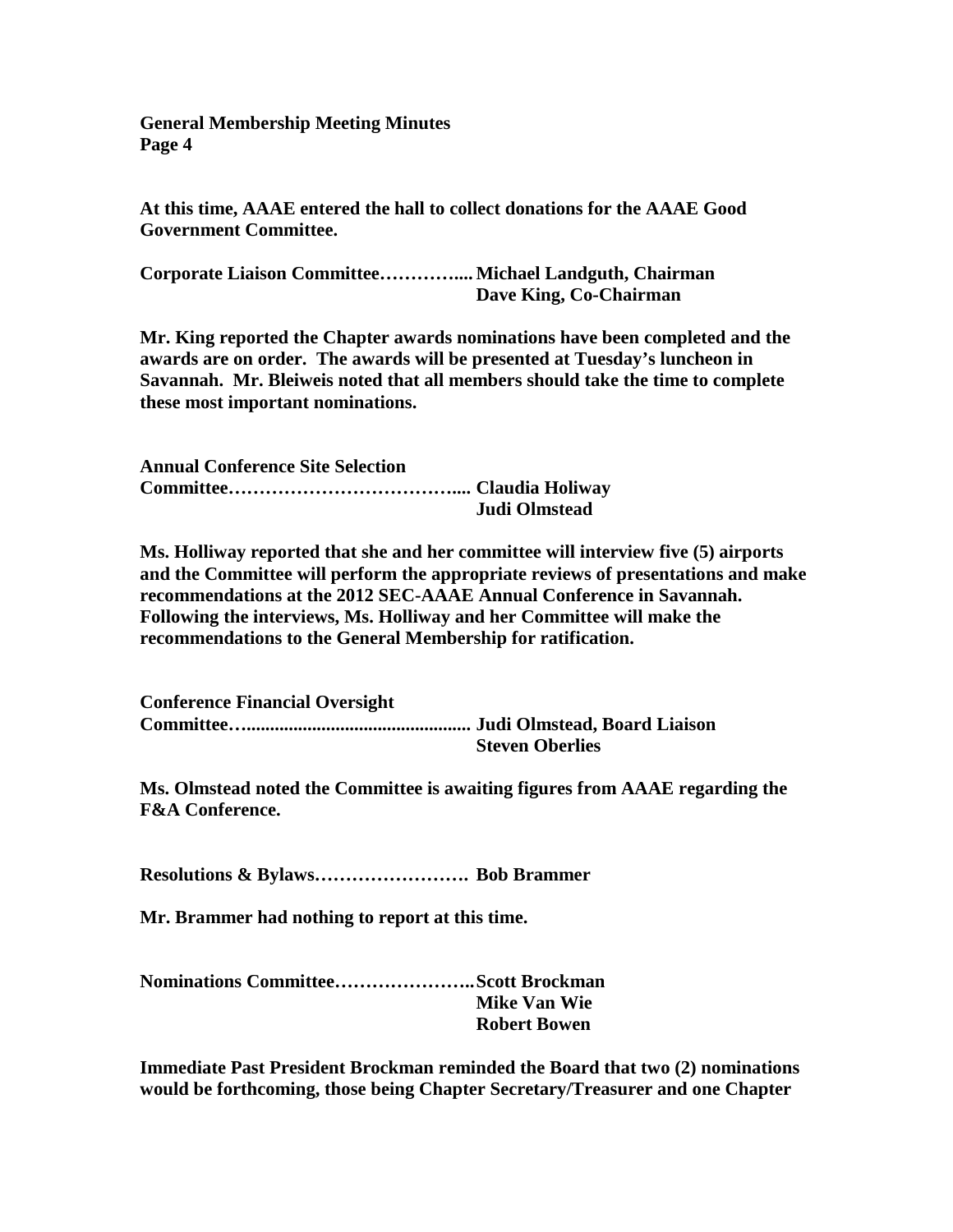**At this time, AAAE entered the hall to collect donations for the AAAE Good Government Committee.**

**Corporate Liaison Committee…………..... Michael Landguth, Chairman**
**Dave King, Co-Chairman**

**Mr. King reported the Chapter awards nominations have been completed and the awards are on order. The awards will be presented at Tuesday's luncheon in Savannah. Mr. Bleiweis noted that all members should take the time to complete these most important nominations.**

**Annual Conference Site Selection Committee……………………………….... Claudia Holiway**
**Judi Olmstead**

**Ms. Holliway reported that she and her committee will interview five (5) airports and the Committee will perform the appropriate reviews of presentations and make recommendations at the 2012 SEC-AAAE Annual Conference in Savannah. Following the interviews, Ms. Holliway and her Committee will make the recommendations to the General Membership for ratification.**

**Conference Financial Oversight Committee…............................................. Judi Olmstead, Board Liaison**
**Steven Oberlies**

**Ms. Olmstead noted the Committee is awaiting figures from AAAE regarding the F&A Conference.**

**Resolutions & Bylaws……………………. Bob Brammer**

**Mr. Brammer had nothing to report at this time.**

**Nominations Committee…………………..Scott Brockman**
**Mike Van Wie**
**Robert Bowen**

**Immediate Past President Brockman reminded the Board that two (2) nominations would be forthcoming, those being Chapter Secretary/Treasurer and one Chapter**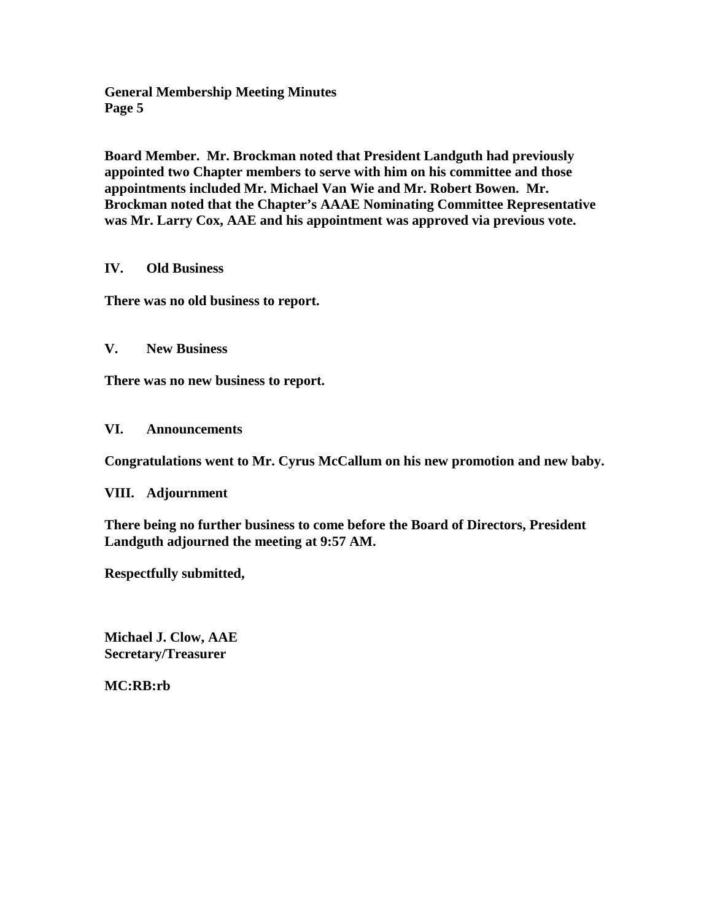**Board Member. Mr. Brockman noted that President Landguth had previously appointed two Chapter members to serve with him on his committee and those appointments included Mr. Michael Van Wie and Mr. Robert Bowen. Mr. Brockman noted that the Chapter's AAAE Nominating Committee Representative was Mr. Larry Cox, AAE and his appointment was approved via previous vote.**

## IV. Old Business

**There was no old business to report.**

## V. New Business

**There was no new business to report.**

## VI. Announcements

**Congratulations went to Mr. Cyrus McCallum on his new promotion and new baby.**

## VIII. Adjournment

**There being no further business to come before the Board of Directors, President Landguth adjourned the meeting at 9:57 AM.**

**Respectfully submitted,**

**Michael J. Clow, AAE**
**Secretary/Treasurer**

**MC:RB:rb**